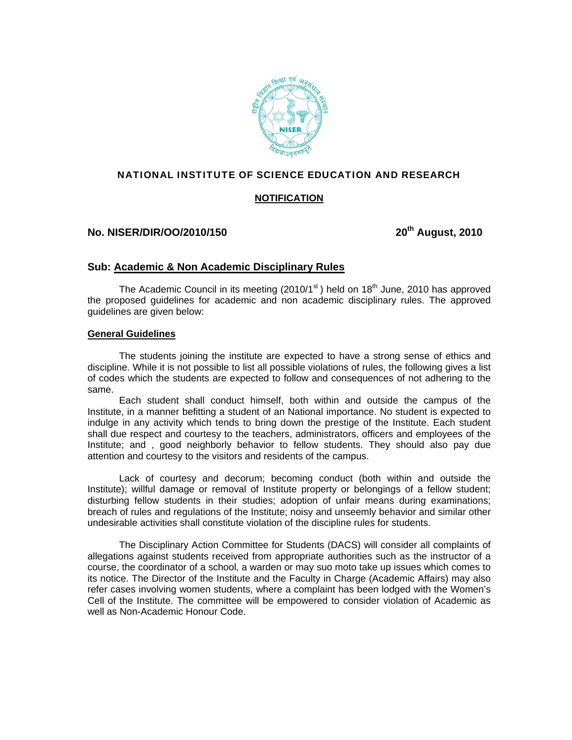# NATIONAL INSTITUTE OF SCIENCE EDUCATION AND RESEARCH

**NOTIFICATION**

**No. NISER/DIR/OO/2010/150** **20th August, 2010**

## Sub: Academic & Non Academic Disciplinary Rules

The Academic Council in its meeting (2010/1st ) held on 18th June, 2010 has approved the proposed guidelines for academic and non academic disciplinary rules. The approved guidelines are given below:

### General Guidelines

The students joining the institute are expected to have a strong sense of ethics and discipline. While it is not possible to list all possible violations of rules, the following gives a list of codes which the students are expected to follow and consequences of not adhering to the same.

Each student shall conduct himself, both within and outside the campus of the Institute, in a manner befitting a student of an National importance. No student is expected to indulge in any activity which tends to bring down the prestige of the Institute. Each student shall due respect and courtesy to the teachers, administrators, officers and employees of the Institute; and , good neighborly behavior to fellow students. They should also pay due attention and courtesy to the visitors and residents of the campus.

Lack of courtesy and decorum; becoming conduct (both within and outside the Institute); willful damage or removal of Institute property or belongings of a fellow student; disturbing fellow students in their studies; adoption of unfair means during examinations; breach of rules and regulations of the Institute; noisy and unseemly behavior and similar other undesirable activities shall constitute violation of the discipline rules for students.

The Disciplinary Action Committee for Students (DACS) will consider all complaints of allegations against students received from appropriate authorities such as the instructor of a course, the coordinator of a school, a warden or may suo moto take up issues which comes to its notice. The Director of the Institute and the Faculty in Charge (Academic Affairs) may also refer cases involving women students, where a complaint has been lodged with the Women's Cell of the Institute. The committee will be empowered to consider violation of Academic as well as Non-Academic Honour Code.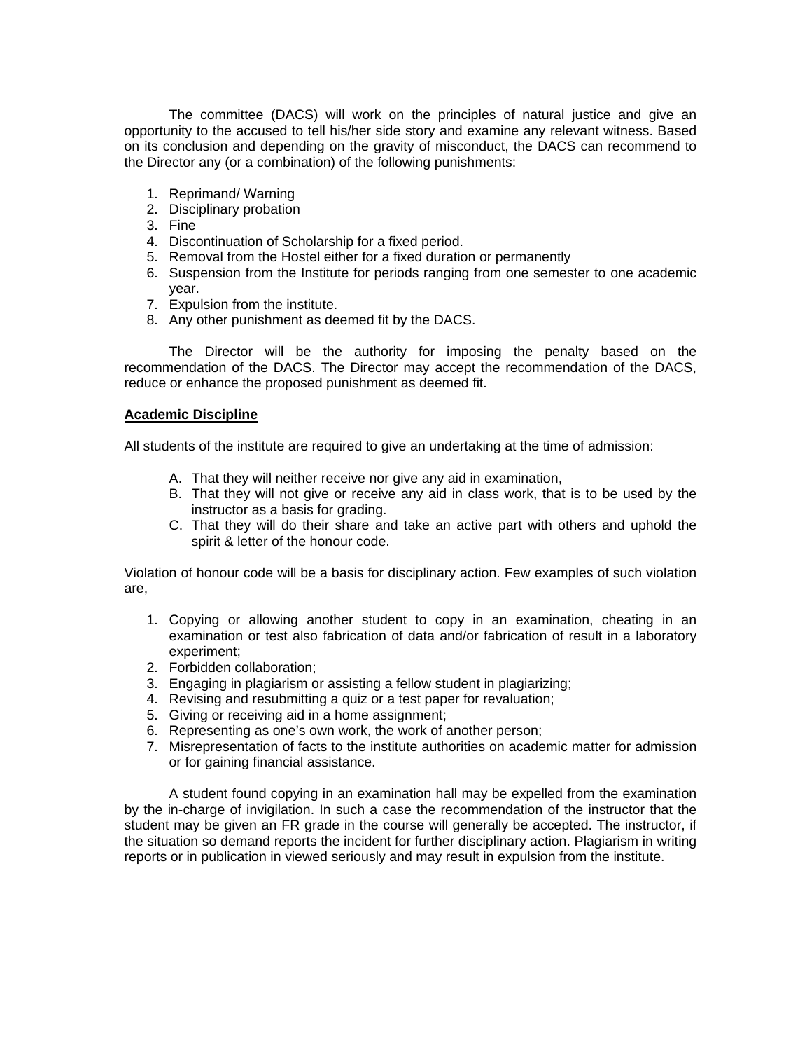The committee (DACS) will work on the principles of natural justice and give an opportunity to the accused to tell his/her side story and examine any relevant witness. Based on its conclusion and depending on the gravity of misconduct, the DACS can recommend to the Director any (or a combination) of the following punishments:

1. Reprimand/ Warning
2. Disciplinary probation
3. Fine
4. Discontinuation of Scholarship for a fixed period.
5. Removal from the Hostel either for a fixed duration or permanently
6. Suspension from the Institute for periods ranging from one semester to one academic year.
7. Expulsion from the institute.
8. Any other punishment as deemed fit by the DACS.

The Director will be the authority for imposing the penalty based on the recommendation of the DACS. The Director may accept the recommendation of the DACS, reduce or enhance the proposed punishment as deemed fit.

**Academic Discipline**

All students of the institute are required to give an undertaking at the time of admission:

A. That they will neither receive nor give any aid in examination,
B. That they will not give or receive any aid in class work, that is to be used by the instructor as a basis for grading.
C. That they will do their share and take an active part with others and uphold the spirit & letter of the honour code.

Violation of honour code will be a basis for disciplinary action. Few examples of such violation are,

1. Copying or allowing another student to copy in an examination, cheating in an examination or test also fabrication of data and/or fabrication of result in a laboratory experiment;
2. Forbidden collaboration;
3. Engaging in plagiarism or assisting a fellow student in plagiarizing;
4. Revising and resubmitting a quiz or a test paper for revaluation;
5. Giving or receiving aid in a home assignment;
6. Representing as one's own work, the work of another person;
7. Misrepresentation of facts to the institute authorities on academic matter for admission or for gaining financial assistance.

A student found copying in an examination hall may be expelled from the examination by the in-charge of invigilation. In such a case the recommendation of the instructor that the student may be given an FR grade in the course will generally be accepted. The instructor, if the situation so demand reports the incident for further disciplinary action. Plagiarism in writing reports or in publication in viewed seriously and may result in expulsion from the institute.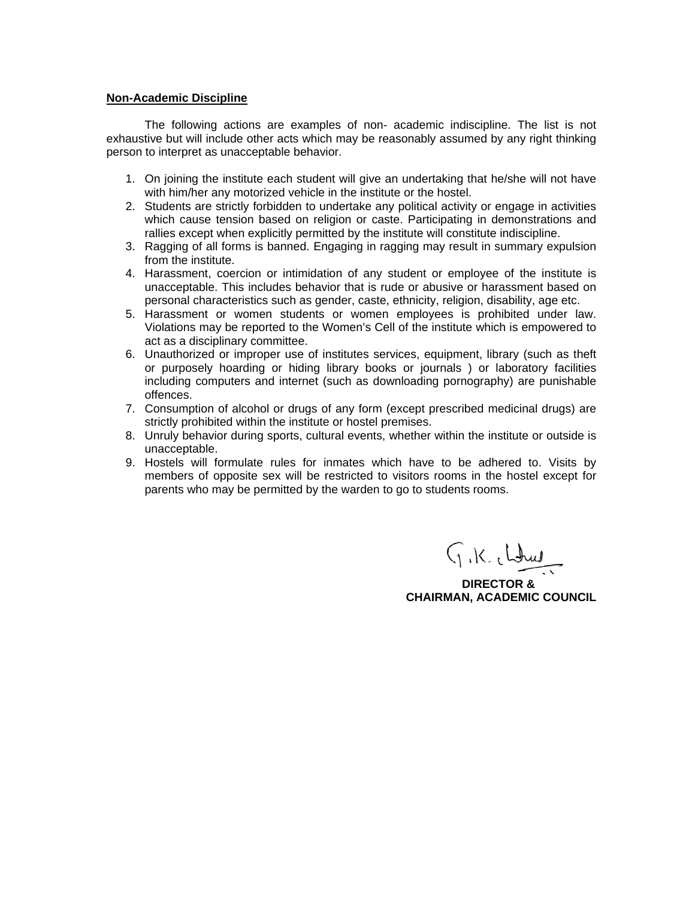**Non-Academic Discipline**

The following actions are examples of non- academic indiscipline. The list is not exhaustive but will include other acts which may be reasonably assumed by any right thinking person to interpret as unacceptable behavior.

1. On joining the institute each student will give an undertaking that he/she will not have with him/her any motorized vehicle in the institute or the hostel.
2. Students are strictly forbidden to undertake any political activity or engage in activities which cause tension based on religion or caste. Participating in demonstrations and rallies except when explicitly permitted by the institute will constitute indiscipline.
3. Ragging of all forms is banned. Engaging in ragging may result in summary expulsion from the institute.
4. Harassment, coercion or intimidation of any student or employee of the institute is unacceptable. This includes behavior that is rude or abusive or harassment based on personal characteristics such as gender, caste, ethnicity, religion, disability, age etc.
5. Harassment or women students or women employees is prohibited under law. Violations may be reported to the Women's Cell of the institute which is empowered to act as a disciplinary committee.
6. Unauthorized or improper use of institutes services, equipment, library (such as theft or purposely hoarding or hiding library books or journals ) or laboratory facilities including computers and internet (such as downloading pornography) are punishable offences.
7. Consumption of alcohol or drugs of any form (except prescribed medicinal drugs) are strictly prohibited within the institute or hostel premises.
8. Unruly behavior during sports, cultural events, whether within the institute or outside is unacceptable.
9. Hostels will formulate rules for inmates which have to be adhered to. Visits by members of opposite sex will be restricted to visitors rooms in the hostel except for parents who may be permitted by the warden to go to students rooms.

G.K. Lthul

**DIRECTOR &**
**CHAIRMAN, ACADEMIC COUNCIL**